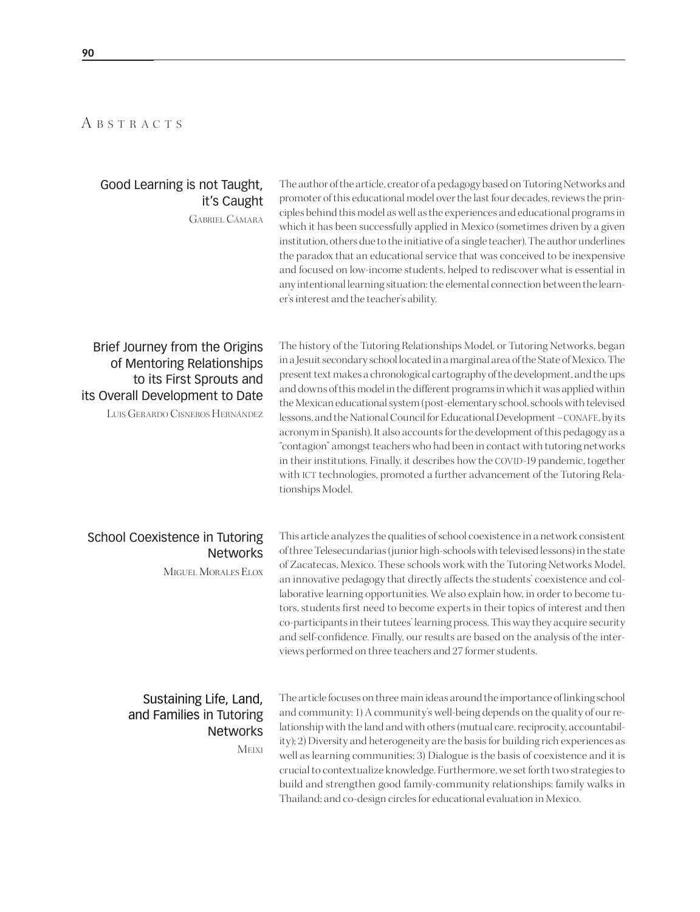# Abstracts

## Good Learning is not Taught, it's Caught

Gabriel Cámara

The author of the article, creator of a pedagogy based on Tutoring Networks and promoter of this educational model over the last four decades, reviews the principles behind this model as well as the experiences and educational programs in which it has been successfully applied in Mexico (sometimes driven by a given institution, others due to the initiative of a single teacher). The author underlines the paradox that an educational service that was conceived to be inexpensive and focused on low-income students, helped to rediscover what is essential in any intentional learning situation: the elemental connection between the learner's interest and the teacher's ability.

## Brief Journey from the Origins of Mentoring Relationships to its First Sprouts and its Overall Development to Date

Luis Gerardo Cisneros Hernández

The history of the Tutoring Relationships Model, or Tutoring Networks, began in a Jesuit secondary school located in a marginal area of the State of Mexico. The present text makes a chronological cartography of the development, and the ups and downs of this model in the different programs in which it was applied within the Mexican educational system (post-elementary school, schools with televised lessons, and the National Council for Educational Development –CONAFE, by its acronym in Spanish). It also accounts for the development of this pedagogy as a "contagion" amongst teachers who had been in contact with tutoring networks in their institutions. Finally, it describes how the COVID-19 pandemic, together with ICT technologies, promoted a further advancement of the Tutoring Relationships Model.

## School Coexistence in Tutoring Networks

Miguel Morales Elox

This article analyzes the qualities of school coexistence in a network consistent of three Telesecundarias (junior high-schools with televised lessons) in the state of Zacatecas, Mexico. These schools work with the Tutoring Networks Model, an innovative pedagogy that directly affects the students' coexistence and collaborative learning opportunities. We also explain how, in order to become tutors, students first need to become experts in their topics of interest and then co-participants in their tutees' learning process. This way they acquire security and self-confidence. Finally, our results are based on the analysis of the interviews performed on three teachers and 27 former students.

## Sustaining Life, Land, and Families in Tutoring Networks

Meixi

The article focuses on three main ideas around the importance of linking school and community: 1) A community's well-being depends on the quality of our relationship with the land and with others (mutual care, reciprocity, accountability); 2) Diversity and heterogeneity are the basis for building rich experiences as well as learning communities; 3) Dialogue is the basis of coexistence and it is crucial to contextualize knowledge. Furthermore, we set forth two strategies to build and strengthen good family-community relationships: family walks in Thailand; and co-design circles for educational evaluation in Mexico.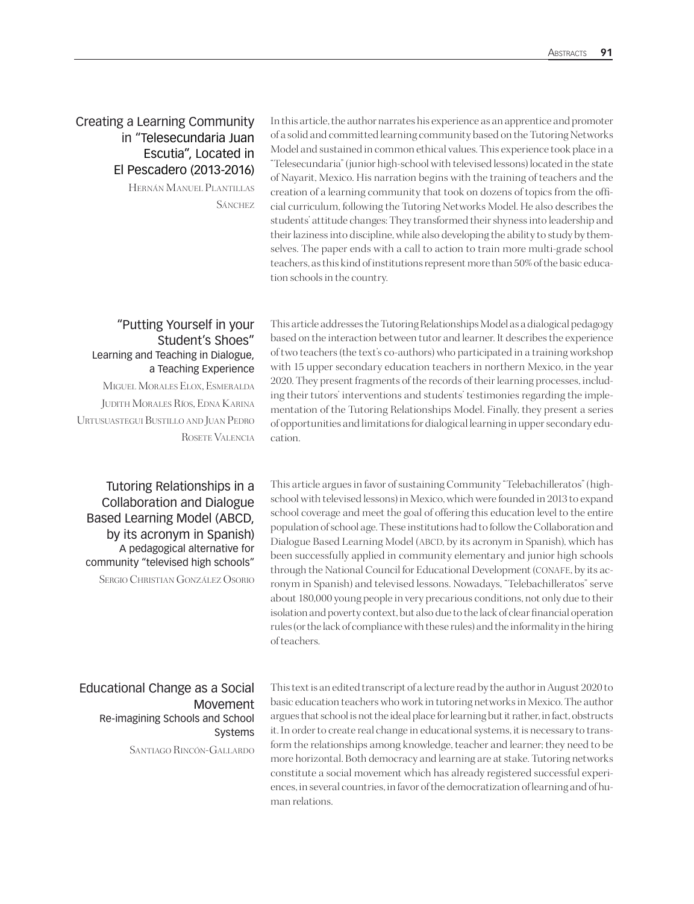## Creating a Learning Community in "Telesecundaria Juan Escutia", Located in El Pescadero (2013-2016)

Hernán Manuel Plantillas Sánchez

In this article, the author narrates his experience as an apprentice and promoter of a solid and committed learning community based on the Tutoring Networks Model and sustained in common ethical values. This experience took place in a "Telesecundaria" (junior high-school with televised lessons) located in the state of Nayarit, Mexico. His narration begins with the training of teachers and the creation of a learning community that took on dozens of topics from the official curriculum, following the Tutoring Networks Model. He also describes the students' attitude changes: They transformed their shyness into leadership and their laziness into discipline, while also developing the ability to study by themselves. The paper ends with a call to action to train more multi-grade school teachers, as this kind of institutions represent more than 50% of the basic education schools in the country.

## "Putting Yourself in your Student's Shoes"
### Learning and Teaching in Dialogue, a Teaching Experience

Miguel Morales Elox, Esmeralda Judith Morales Ríos, Edna Karina Urtusuastegui Bustillo and Juan Pedro Rosete Valencia

This article addresses the Tutoring Relationships Model as a dialogical pedagogy based on the interaction between tutor and learner. It describes the experience of two teachers (the text's co-authors) who participated in a training workshop with 15 upper secondary education teachers in northern Mexico, in the year 2020. They present fragments of the records of their learning processes, including their tutors' interventions and students' testimonies regarding the implementation of the Tutoring Relationships Model. Finally, they present a series of opportunities and limitations for dialogical learning in upper secondary education.

## Tutoring Relationships in a Collaboration and Dialogue Based Learning Model (ABCD, by its acronym in Spanish)
### A pedagogical alternative for community "televised high schools"

Sergio Christian González Osorio

This article argues in favor of sustaining Community "Telebachilleratos" (high-school with televised lessons) in Mexico, which were founded in 2013 to expand school coverage and meet the goal of offering this education level to the entire population of school age. These institutions had to follow the Collaboration and Dialogue Based Learning Model (ABCD, by its acronym in Spanish), which has been successfully applied in community elementary and junior high schools through the National Council for Educational Development (CONAFE, by its acronym in Spanish) and televised lessons. Nowadays, "Telebachilleratos" serve about 180,000 young people in very precarious conditions, not only due to their isolation and poverty context, but also due to the lack of clear financial operation rules (or the lack of compliance with these rules) and the informality in the hiring of teachers.

## Educational Change as a Social Movement
### Re-imagining Schools and School Systems

Santiago Rincón-Gallardo

This text is an edited transcript of a lecture read by the author in August 2020 to basic education teachers who work in tutoring networks in Mexico. The author argues that school is not the ideal place for learning but it rather, in fact, obstructs it. In order to create real change in educational systems, it is necessary to transform the relationships among knowledge, teacher and learner; they need to be more horizontal. Both democracy and learning are at stake. Tutoring networks constitute a social movement which has already registered successful experiences, in several countries, in favor of the democratization of learning and of human relations.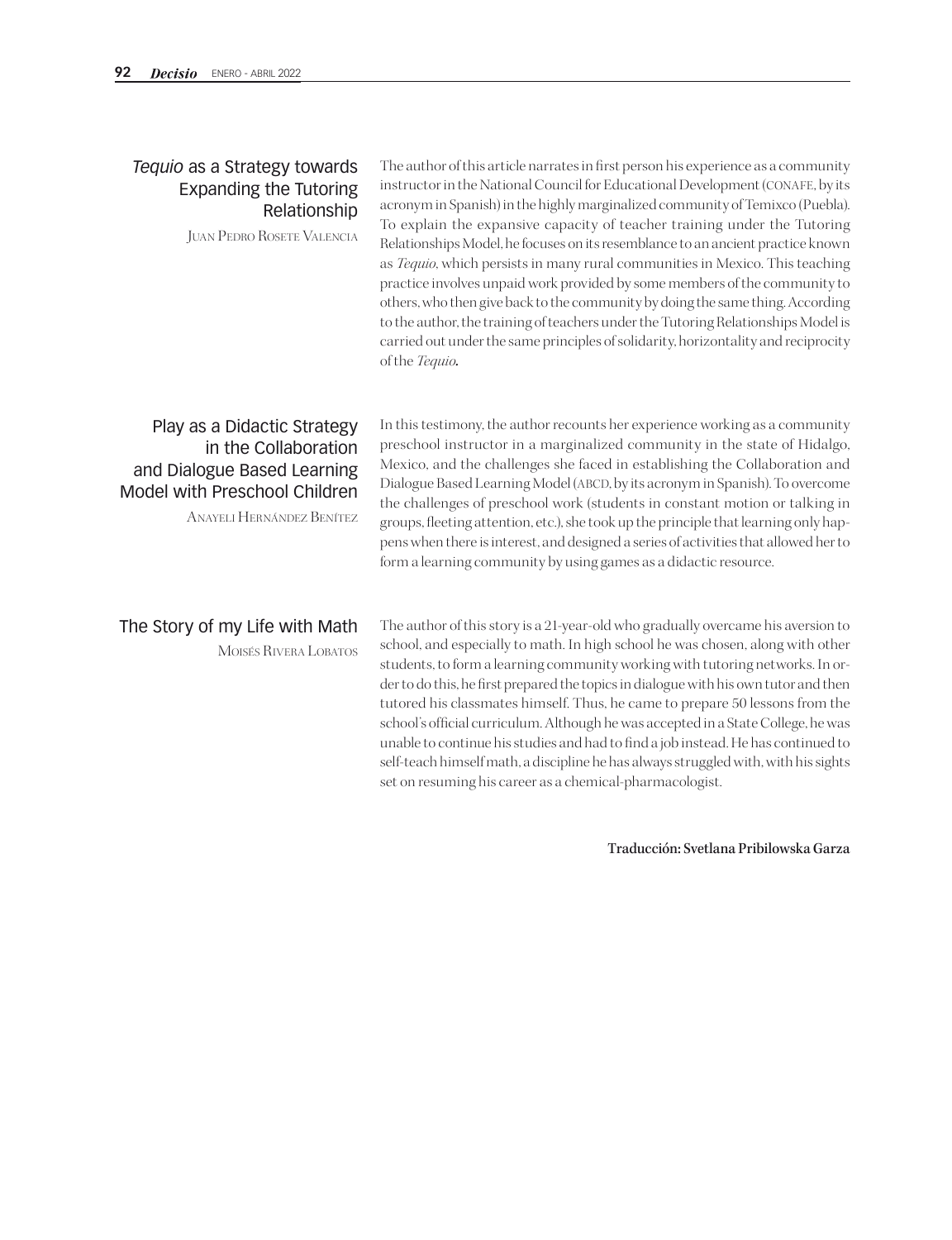## *Tequio* as a Strategy towards Expanding the Tutoring Relationship

Juan Pedro Rosete Valencia

The author of this article narrates in first person his experience as a community instructor in the National Council for Educational Development (CONAFE, by its acronym in Spanish) in the highly marginalized community of Temixco (Puebla). To explain the expansive capacity of teacher training under the Tutoring Relationships Model, he focuses on its resemblance to an ancient practice known as *Tequio*, which persists in many rural communities in Mexico. This teaching practice involves unpaid work provided by some members of the community to others, who then give back to the community by doing the same thing. According to the author, the training of teachers under the Tutoring Relationships Model is carried out under the same principles of solidarity, horizontality and reciprocity of the *Tequio***.**

## Play as a Didactic Strategy in the Collaboration and Dialogue Based Learning Model with Preschool Children

Anayeli Hernández Benítez

In this testimony, the author recounts her experience working as a community preschool instructor in a marginalized community in the state of Hidalgo, Mexico, and the challenges she faced in establishing the Collaboration and Dialogue Based Learning Model (ABCD, by its acronym in Spanish). To overcome the challenges of preschool work (students in constant motion or talking in groups, fleeting attention, etc.), she took up the principle that learning only happens when there is interest, and designed a series of activities that allowed her to form a learning community by using games as a didactic resource.

## The Story of my Life with Math

Moisés Rivera Lobatos

The author of this story is a 21-year-old who gradually overcame his aversion to school, and especially to math. In high school he was chosen, along with other students, to form a learning community working with tutoring networks. In order to do this, he first prepared the topics in dialogue with his own tutor and then tutored his classmates himself. Thus, he came to prepare 50 lessons from the school's official curriculum. Although he was accepted in a State College, he was unable to continue his studies and had to find a job instead. He has continued to self-teach himself math, a discipline he has always struggled with, with his sights set on resuming his career as a chemical-pharmacologist.

**Traducción: Svetlana Pribilowska Garza**